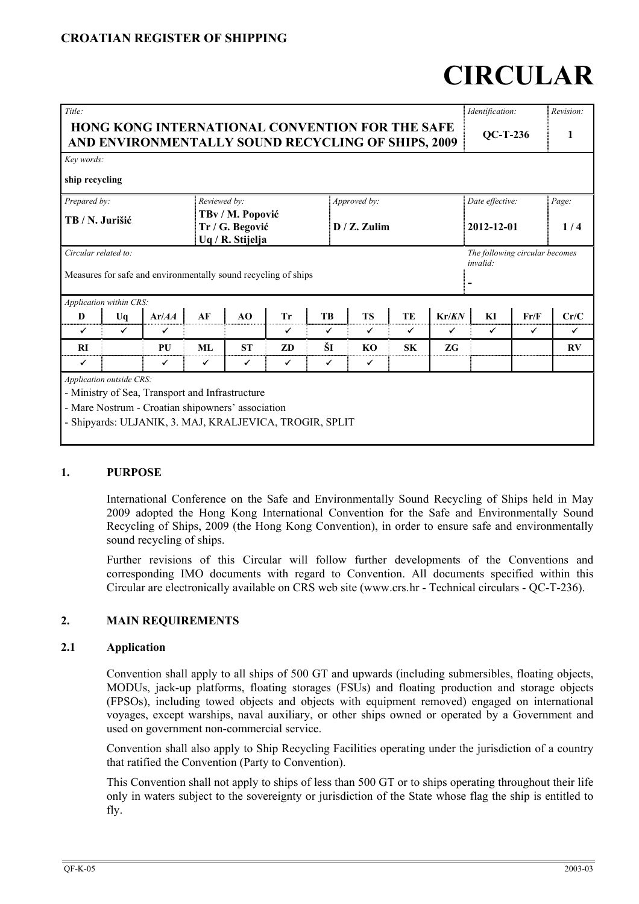**CROATIAN REGISTER OF SHIPPING**

# CIRCULAR

| *Title:* | | | | *Identification:* | *Revision:* |
|---|---|---|---|---|---|
| **HONG KONG INTERNATIONAL CONVENTION FOR THE SAFE AND ENVIRONMENTALLY SOUND RECYCLING OF SHIPS, 2009** | | | | **QC-T-236** | **1** |
| *Key words:* **ship recycling** | | | | | |
| *Prepared by:* **TB / N. Jurišić** | *Reviewed by:* **TBv / M. Popović, Tr / G. Begović, Uq / R. Stijelja** | *Approved by:* **D / Z. Zulim** | | *Date effective:* **2012-12-01** | *Page:* **1 / 4** |
| *Circular related to:* Measures for safe and environmentally sound recycling of ships | | | | *The following circular becomes invalid:* - | |

*Application within CRS:*

| D | Uq | Ar/*AA* | AF | AO | Tr | TB | TS | TE | Kr/*KN* | KI | Fr/F | Cr/C |
|---|---|---|---|---|---|---|---|---|---|---|---|---|
| ✓ | ✓ | ✓ | | | ✓ | ✓ | ✓ | ✓ | ✓ | ✓ | ✓ | ✓ |
| **RI** | | **PU** | **ML** | **ST** | **ZD** | **ŠI** | **KO** | **SK** | **ZG** | | | **RV** |
| ✓ | | ✓ | ✓ | ✓ | ✓ | ✓ | ✓ | | | | | |

*Application outside CRS:*

- Ministry of Sea, Transport and Infrastructure
- Mare Nostrum - Croatian shipowners' association
- Shipyards: ULJANIK, 3. MAJ, KRALJEVICA, TROGIR, SPLIT

## 1. PURPOSE

International Conference on the Safe and Environmentally Sound Recycling of Ships held in May 2009 adopted the Hong Kong International Convention for the Safe and Environmentally Sound Recycling of Ships, 2009 (the Hong Kong Convention), in order to ensure safe and environmentally sound recycling of ships.

Further revisions of this Circular will follow further developments of the Conventions and corresponding IMO documents with regard to Convention. All documents specified within this Circular are electronically available on CRS web site (www.crs.hr - Technical circulars - QC-T-236).

## 2. MAIN REQUIREMENTS

### 2.1 Application

Convention shall apply to all ships of 500 GT and upwards (including submersibles, floating objects, MODUs, jack-up platforms, floating storages (FSUs) and floating production and storage objects (FPSOs), including towed objects and objects with equipment removed) engaged on international voyages, except warships, naval auxiliary, or other ships owned or operated by a Government and used on government non-commercial service.

Convention shall also apply to Ship Recycling Facilities operating under the jurisdiction of a country that ratified the Convention (Party to Convention).

This Convention shall not apply to ships of less than 500 GT or to ships operating throughout their life only in waters subject to the sovereignty or jurisdiction of the State whose flag the ship is entitled to fly.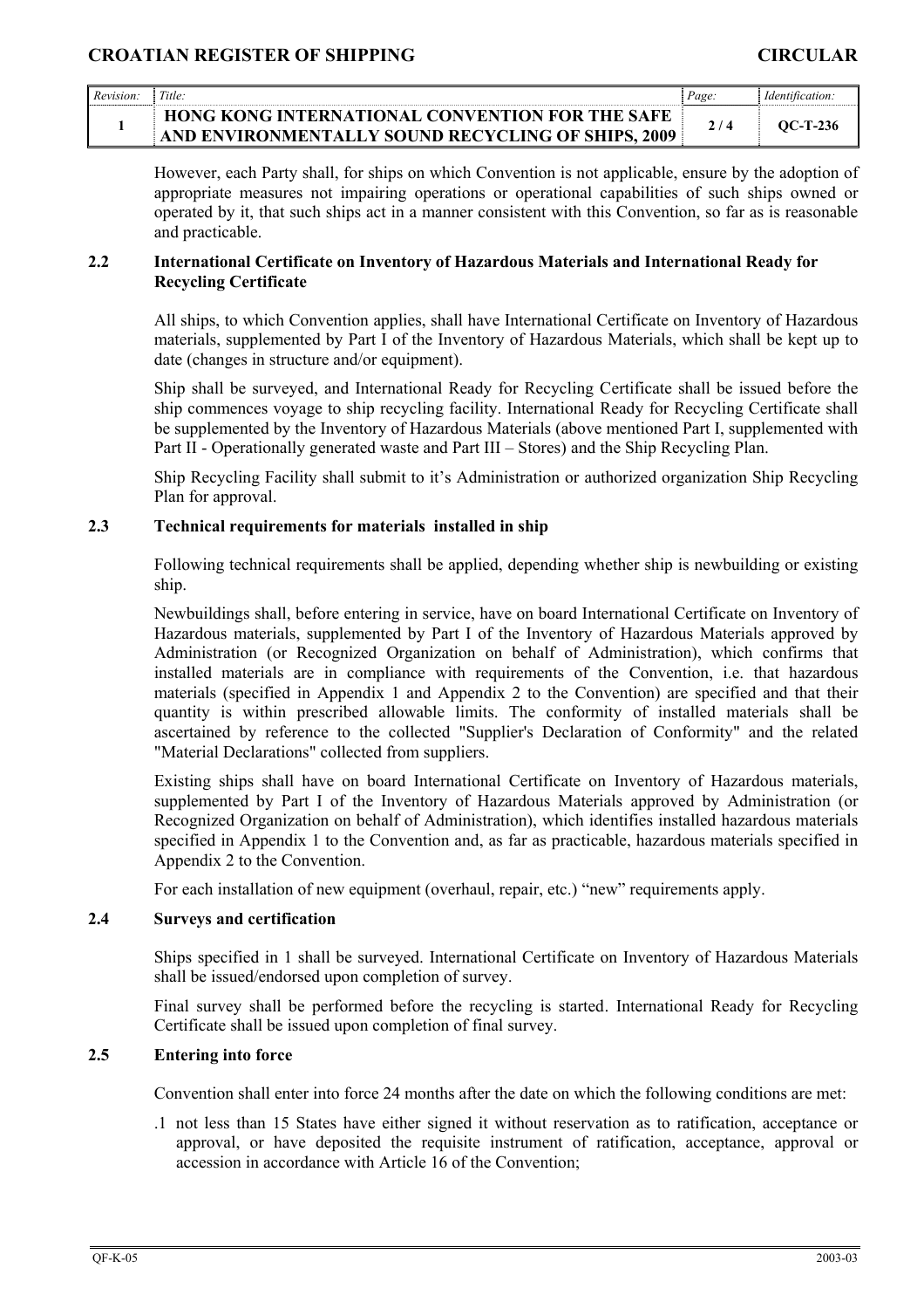However, each Party shall, for ships on which Convention is not applicable, ensure by the adoption of appropriate measures not impairing operations or operational capabilities of such ships owned or operated by it, that such ships act in a manner consistent with this Convention, so far as is reasonable and practicable.

### 2.2 International Certificate on Inventory of Hazardous Materials and International Ready for Recycling Certificate

All ships, to which Convention applies, shall have International Certificate on Inventory of Hazardous materials, supplemented by Part I of the Inventory of Hazardous Materials, which shall be kept up to date (changes in structure and/or equipment).

Ship shall be surveyed, and International Ready for Recycling Certificate shall be issued before the ship commences voyage to ship recycling facility. International Ready for Recycling Certificate shall be supplemented by the Inventory of Hazardous Materials (above mentioned Part I, supplemented with Part II - Operationally generated waste and Part III – Stores) and the Ship Recycling Plan.

Ship Recycling Facility shall submit to it's Administration or authorized organization Ship Recycling Plan for approval.

### 2.3 Technical requirements for materials installed in ship

Following technical requirements shall be applied, depending whether ship is newbuilding or existing ship.

Newbuildings shall, before entering in service, have on board International Certificate on Inventory of Hazardous materials, supplemented by Part I of the Inventory of Hazardous Materials approved by Administration (or Recognized Organization on behalf of Administration), which confirms that installed materials are in compliance with requirements of the Convention, i.e. that hazardous materials (specified in Appendix 1 and Appendix 2 to the Convention) are specified and that their quantity is within prescribed allowable limits. The conformity of installed materials shall be ascertained by reference to the collected "Supplier's Declaration of Conformity" and the related "Material Declarations" collected from suppliers.

Existing ships shall have on board International Certificate on Inventory of Hazardous materials, supplemented by Part I of the Inventory of Hazardous Materials approved by Administration (or Recognized Organization on behalf of Administration), which identifies installed hazardous materials specified in Appendix 1 to the Convention and, as far as practicable, hazardous materials specified in Appendix 2 to the Convention.

For each installation of new equipment (overhaul, repair, etc.) "new" requirements apply.

### 2.4 Surveys and certification

Ships specified in 1 shall be surveyed. International Certificate on Inventory of Hazardous Materials shall be issued/endorsed upon completion of survey.

Final survey shall be performed before the recycling is started. International Ready for Recycling Certificate shall be issued upon completion of final survey.

### 2.5 Entering into force

Convention shall enter into force 24 months after the date on which the following conditions are met:

.1 not less than 15 States have either signed it without reservation as to ratification, acceptance or approval, or have deposited the requisite instrument of ratification, acceptance, approval or accession in accordance with Article 16 of the Convention;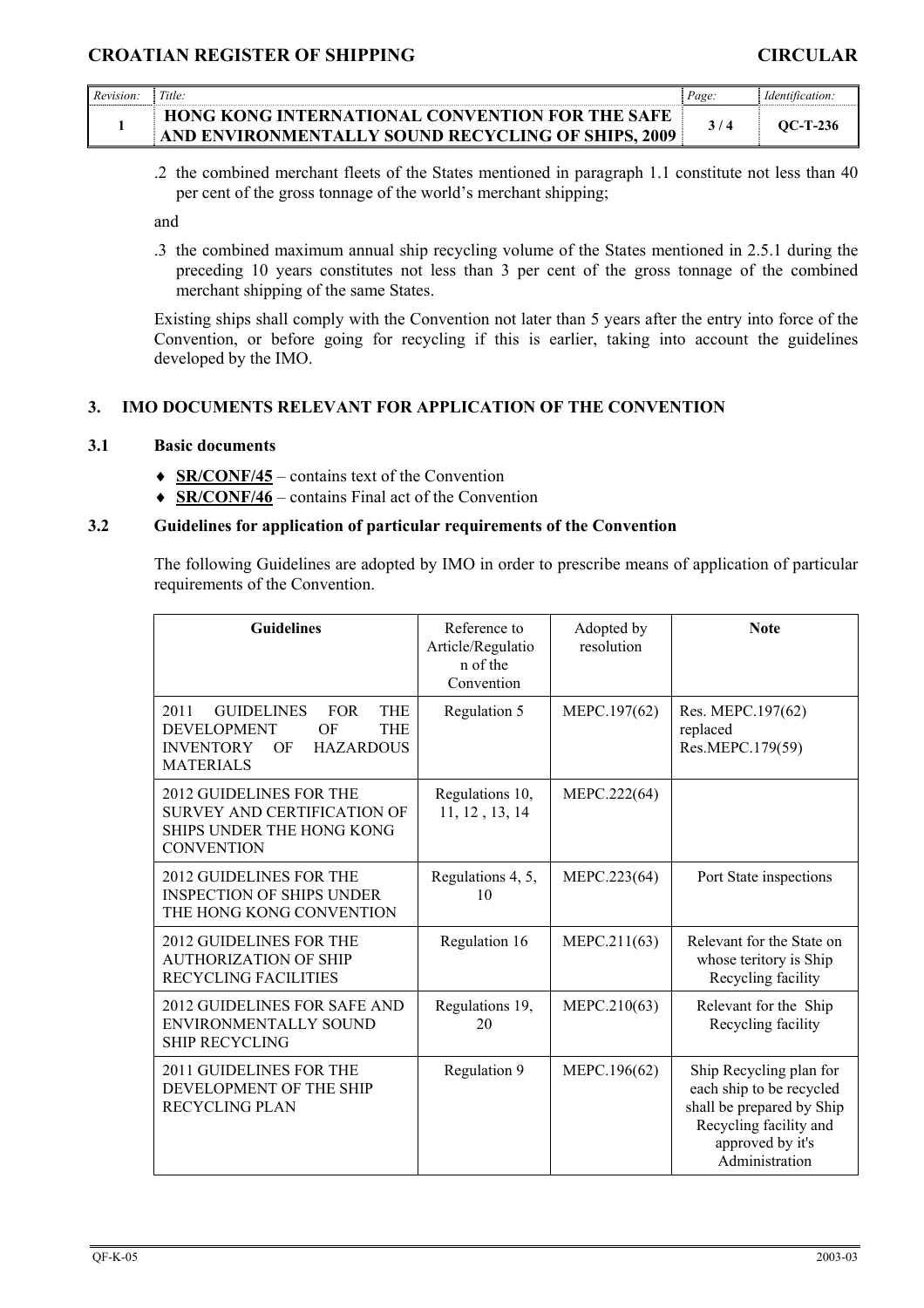.2 the combined merchant fleets of the States mentioned in paragraph 1.1 constitute not less than 40 per cent of the gross tonnage of the world's merchant shipping;

and

.3 the combined maximum annual ship recycling volume of the States mentioned in 2.5.1 during the preceding 10 years constitutes not less than 3 per cent of the gross tonnage of the combined merchant shipping of the same States.

Existing ships shall comply with the Convention not later than 5 years after the entry into force of the Convention, or before going for recycling if this is earlier, taking into account the guidelines developed by the IMO.

## 3. IMO DOCUMENTS RELEVANT FOR APPLICATION OF THE CONVENTION

### 3.1 Basic documents

- **SR/CONF/45** – contains text of the Convention
- **SR/CONF/46** – contains Final act of the Convention

### 3.2 Guidelines for application of particular requirements of the Convention

The following Guidelines are adopted by IMO in order to prescribe means of application of particular requirements of the Convention.

| Guidelines | Reference to Article/Regulation of the Convention | Adopted by resolution | Note |
|---|---|---|---|
| 2011 GUIDELINES FOR THE DEVELOPMENT OF THE INVENTORY OF HAZARDOUS MATERIALS | Regulation 5 | MEPC.197(62) | Res. MEPC.197(62) replaced Res.MEPC.179(59) |
| 2012 GUIDELINES FOR THE SURVEY AND CERTIFICATION OF SHIPS UNDER THE HONG KONG CONVENTION | Regulations 10, 11, 12 , 13, 14 | MEPC.222(64) | |
| 2012 GUIDELINES FOR THE INSPECTION OF SHIPS UNDER THE HONG KONG CONVENTION | Regulations 4, 5, 10 | MEPC.223(64) | Port State inspections |
| 2012 GUIDELINES FOR THE AUTHORIZATION OF SHIP RECYCLING FACILITIES | Regulation 16 | MEPC.211(63) | Relevant for the State on whose teritory is Ship Recycling facility |
| 2012 GUIDELINES FOR SAFE AND ENVIRONMENTALLY SOUND SHIP RECYCLING | Regulations 19, 20 | MEPC.210(63) | Relevant for the Ship Recycling facility |
| 2011 GUIDELINES FOR THE DEVELOPMENT OF THE SHIP RECYCLING PLAN | Regulation 9 | MEPC.196(62) | Ship Recycling plan for each ship to be recycled shall be prepared by Ship Recycling facility and approved by it's Administration |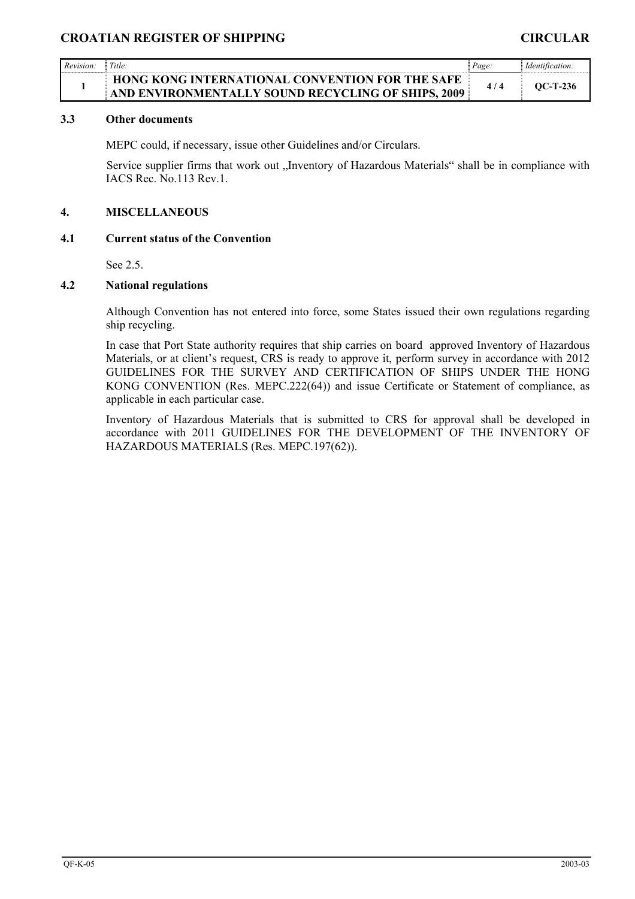### 3.3 Other documents

MEPC could, if necessary, issue other Guidelines and/or Circulars.

Service supplier firms that work out „Inventory of Hazardous Materials“ shall be in compliance with IACS Rec. No.113 Rev.1.

## 4. MISCELLANEOUS

### 4.1 Current status of the Convention

See 2.5.

### 4.2 National regulations

Although Convention has not entered into force, some States issued their own regulations regarding ship recycling.

In case that Port State authority requires that ship carries on board approved Inventory of Hazardous Materials, or at client's request, CRS is ready to approve it, perform survey in accordance with 2012 GUIDELINES FOR THE SURVEY AND CERTIFICATION OF SHIPS UNDER THE HONG KONG CONVENTION (Res. MEPC.222(64)) and issue Certificate or Statement of compliance, as applicable in each particular case.

Inventory of Hazardous Materials that is submitted to CRS for approval shall be developed in accordance with 2011 GUIDELINES FOR THE DEVELOPMENT OF THE INVENTORY OF HAZARDOUS MATERIALS (Res. MEPC.197(62)).